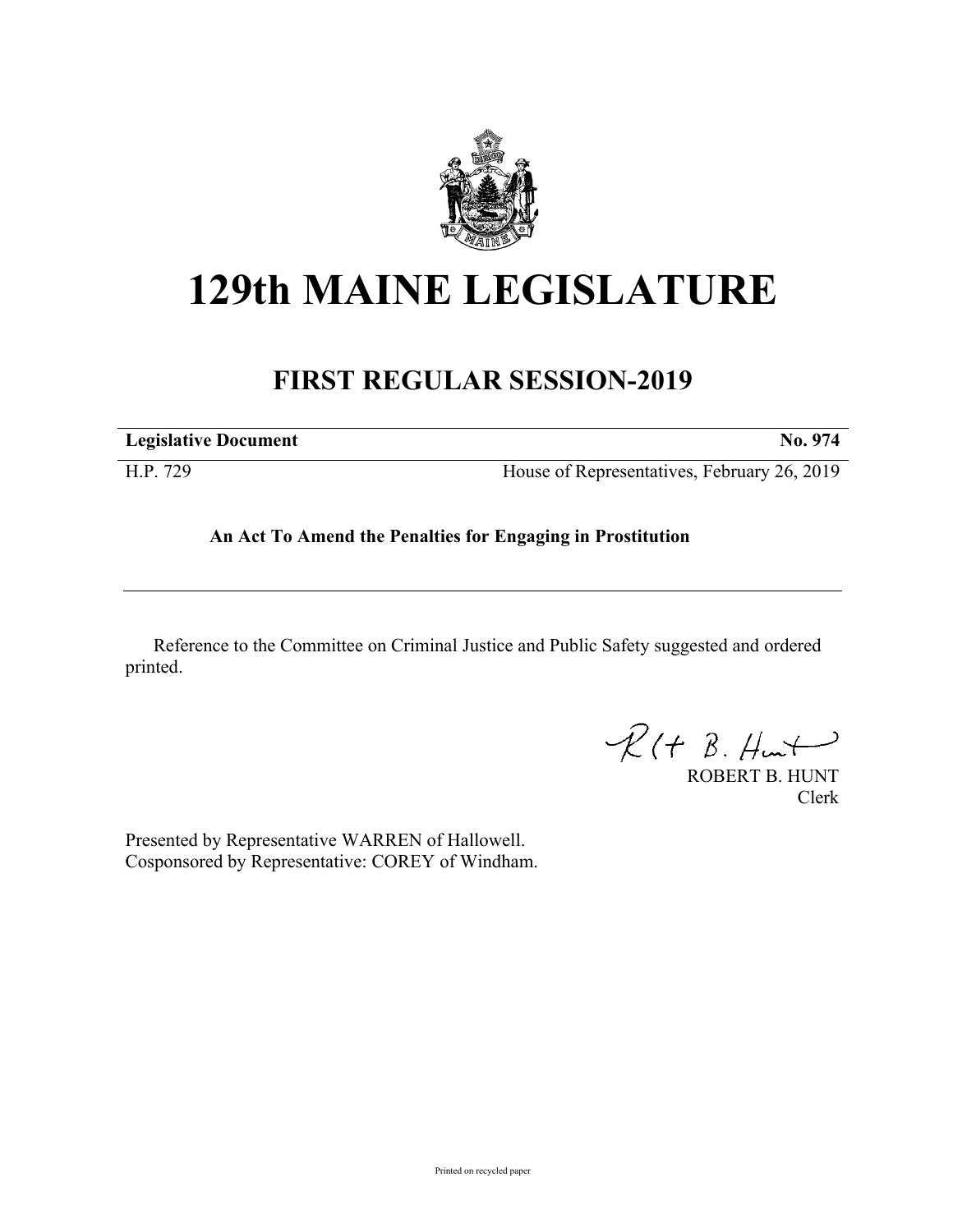# 129th MAINE LEGISLATURE

## FIRST REGULAR SESSION-2019

**Legislative Document** **No. 974**

H.P. 729 House of Representatives, February 26, 2019

**An Act To Amend the Penalties for Engaging in Prostitution**

Reference to the Committee on Criminal Justice and Public Safety suggested and ordered printed.

ROBERT B. HUNT
Clerk

Presented by Representative WARREN of Hallowell.
Cosponsored by Representative: COREY of Windham.

Printed on recycled paper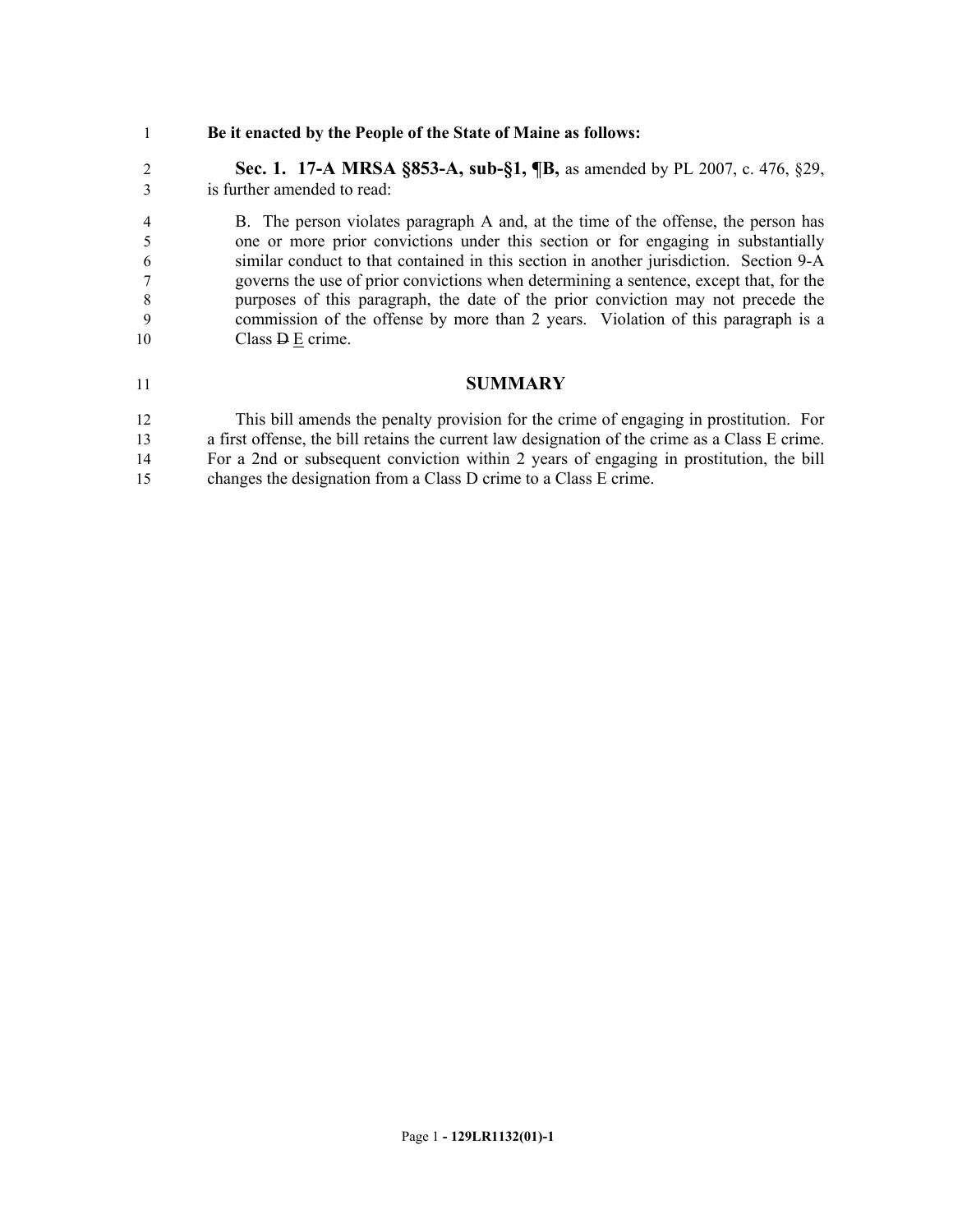**Be it enacted by the People of the State of Maine as follows:**

**Sec. 1. 17-A MRSA §853-A, sub-§1, ¶B,** as amended by PL 2007, c. 476, §29, is further amended to read:

B. The person violates paragraph A and, at the time of the offense, the person has one or more prior convictions under this section or for engaging in substantially similar conduct to that contained in this section in another jurisdiction. Section 9-A governs the use of prior convictions when determining a sentence, except that, for the purposes of this paragraph, the date of the prior conviction may not precede the commission of the offense by more than 2 years. Violation of this paragraph is a Class ~~D~~ E crime.

## SUMMARY

This bill amends the penalty provision for the crime of engaging in prostitution. For a first offense, the bill retains the current law designation of the crime as a Class E crime. For a 2nd or subsequent conviction within 2 years of engaging in prostitution, the bill changes the designation from a Class D crime to a Class E crime.